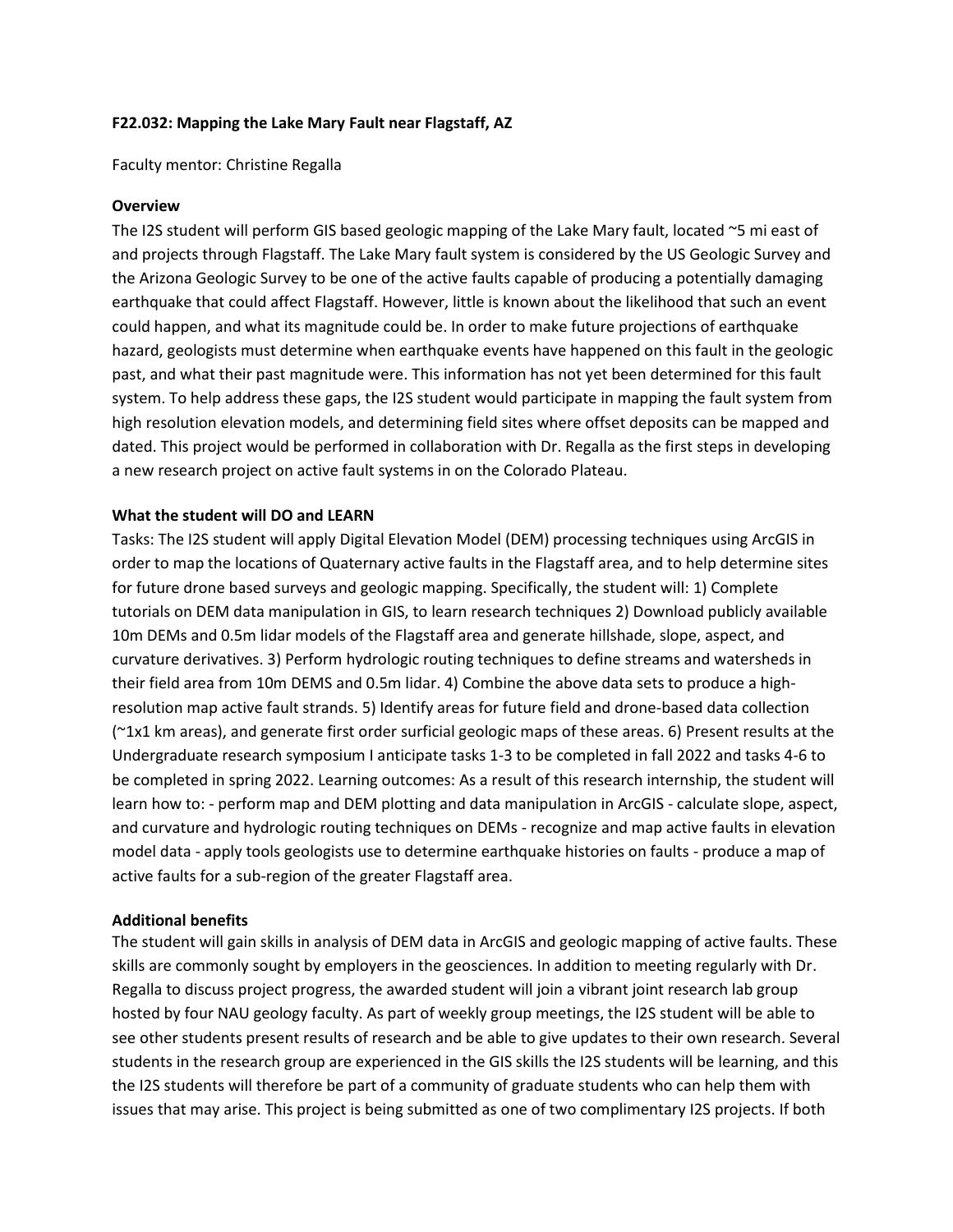**F22.032: Mapping the Lake Mary Fault near Flagstaff, AZ**

Faculty mentor: Christine Regalla

**Overview**

The I2S student will perform GIS based geologic mapping of the Lake Mary fault, located ~5 mi east of and projects through Flagstaff. The Lake Mary fault system is considered by the US Geologic Survey and the Arizona Geologic Survey to be one of the active faults capable of producing a potentially damaging earthquake that could affect Flagstaff. However, little is known about the likelihood that such an event could happen, and what its magnitude could be. In order to make future projections of earthquake hazard, geologists must determine when earthquake events have happened on this fault in the geologic past, and what their past magnitude were. This information has not yet been determined for this fault system. To help address these gaps, the I2S student would participate in mapping the fault system from high resolution elevation models, and determining field sites where offset deposits can be mapped and dated. This project would be performed in collaboration with Dr. Regalla as the first steps in developing a new research project on active fault systems in on the Colorado Plateau.

**What the student will DO and LEARN**

Tasks: The I2S student will apply Digital Elevation Model (DEM) processing techniques using ArcGIS in order to map the locations of Quaternary active faults in the Flagstaff area, and to help determine sites for future drone based surveys and geologic mapping. Specifically, the student will: 1) Complete tutorials on DEM data manipulation in GIS, to learn research techniques 2) Download publicly available 10m DEMs and 0.5m lidar models of the Flagstaff area and generate hillshade, slope, aspect, and curvature derivatives. 3) Perform hydrologic routing techniques to define streams and watersheds in their field area from 10m DEMS and 0.5m lidar. 4) Combine the above data sets to produce a high-resolution map active fault strands. 5) Identify areas for future field and drone-based data collection (~1x1 km areas), and generate first order surficial geologic maps of these areas. 6) Present results at the Undergraduate research symposium I anticipate tasks 1-3 to be completed in fall 2022 and tasks 4-6 to be completed in spring 2022. Learning outcomes: As a result of this research internship, the student will learn how to: - perform map and DEM plotting and data manipulation in ArcGIS - calculate slope, aspect, and curvature and hydrologic routing techniques on DEMs - recognize and map active faults in elevation model data - apply tools geologists use to determine earthquake histories on faults - produce a map of active faults for a sub-region of the greater Flagstaff area.

**Additional benefits**

The student will gain skills in analysis of DEM data in ArcGIS and geologic mapping of active faults. These skills are commonly sought by employers in the geosciences. In addition to meeting regularly with Dr. Regalla to discuss project progress, the awarded student will join a vibrant joint research lab group hosted by four NAU geology faculty. As part of weekly group meetings, the I2S student will be able to see other students present results of research and be able to give updates to their own research. Several students in the research group are experienced in the GIS skills the I2S students will be learning, and this the I2S students will therefore be part of a community of graduate students who can help them with issues that may arise. This project is being submitted as one of two complimentary I2S projects. If both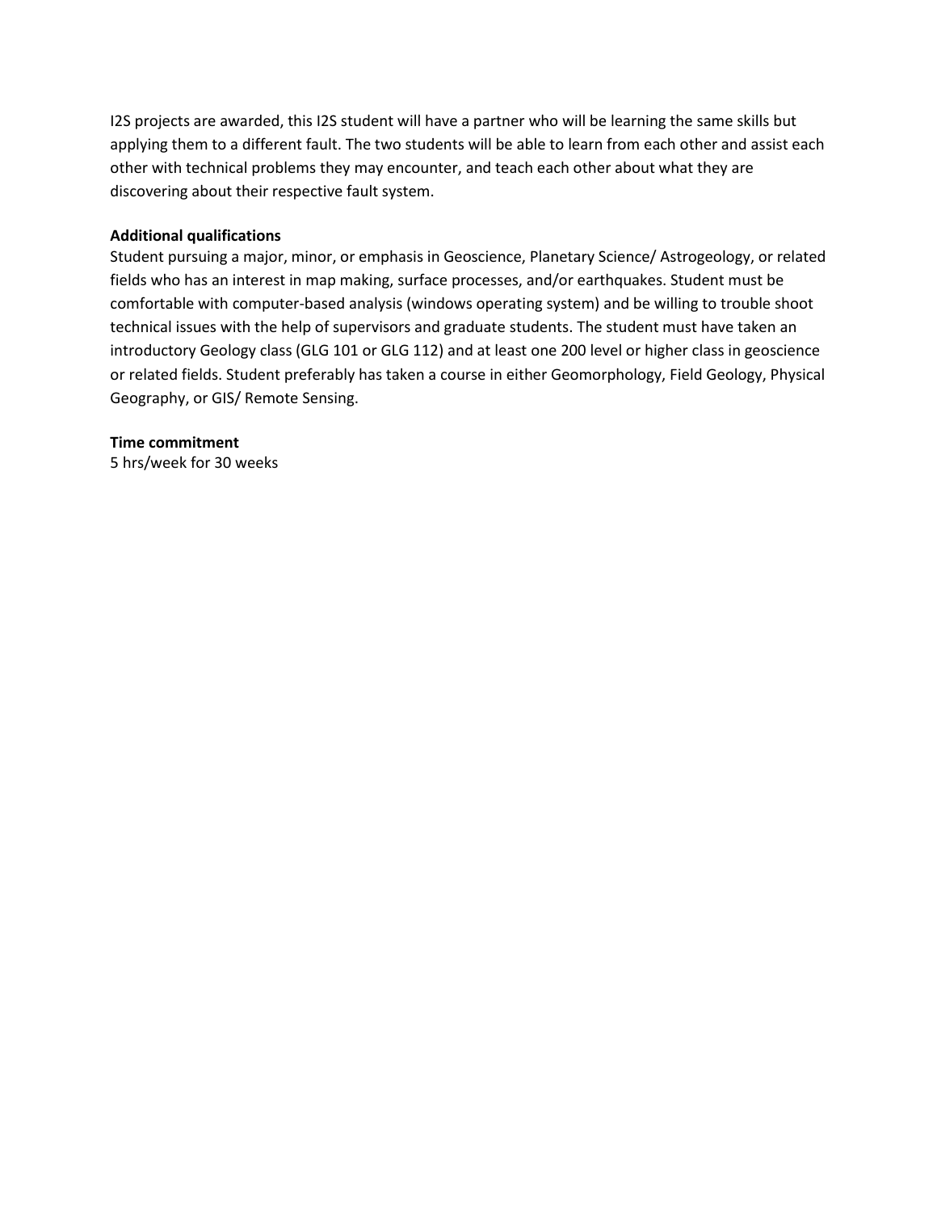I2S projects are awarded, this I2S student will have a partner who will be learning the same skills but applying them to a different fault. The two students will be able to learn from each other and assist each other with technical problems they may encounter, and teach each other about what they are discovering about their respective fault system.

**Additional qualifications**

Student pursuing a major, minor, or emphasis in Geoscience, Planetary Science/ Astrogeology, or related fields who has an interest in map making, surface processes, and/or earthquakes. Student must be comfortable with computer-based analysis (windows operating system) and be willing to trouble shoot technical issues with the help of supervisors and graduate students. The student must have taken an introductory Geology class (GLG 101 or GLG 112) and at least one 200 level or higher class in geoscience or related fields. Student preferably has taken a course in either Geomorphology, Field Geology, Physical Geography, or GIS/ Remote Sensing.

**Time commitment**

5 hrs/week for 30 weeks